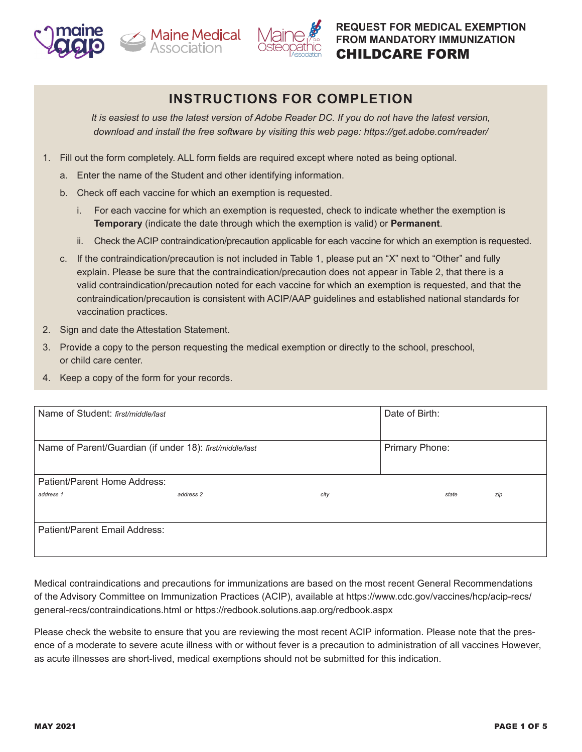# REQUEST FOR MEDICAL EXEMPTION FROM MANDATORY IMMUNIZATION

# CHILDCARE FORM

## INSTRUCTIONS FOR COMPLETION

*It is easiest to use the latest version of Adobe Reader DC. If you do not have the latest version, download and install the free software by visiting this web page: https://get.adobe.com/reader/*

1. Fill out the form completely. ALL form fields are required except where noted as being optional.
   a. Enter the name of the Student and other identifying information.
   b. Check off each vaccine for which an exemption is requested.
      i. For each vaccine for which an exemption is requested, check to indicate whether the exemption is **Temporary** (indicate the date through which the exemption is valid) or **Permanent**.
      ii. Check the ACIP contraindication/precaution applicable for each vaccine for which an exemption is requested.
   c. If the contraindication/precaution is not included in Table 1, please put an "X" next to "Other" and fully explain. Please be sure that the contraindication/precaution does not appear in Table 2, that there is a valid contraindication/precaution noted for each vaccine for which an exemption is requested, and that the contraindication/precaution is consistent with ACIP/AAP guidelines and established national standards for vaccination practices.
2. Sign and date the Attestation Statement.
3. Provide a copy to the person requesting the medical exemption or directly to the school, preschool, or child care center.
4. Keep a copy of the form for your records.

| Name of Student: *first/middle/last* | Date of Birth: |
|---|---|
| Name of Parent/Guardian (if under 18): *first/middle/last* | Primary Phone: |
| Patient/Parent Home Address: *address 1* *address 2* *city* *state* *zip* | |
| Patient/Parent Email Address: | |

Medical contraindications and precautions for immunizations are based on the most recent General Recommendations of the Advisory Committee on Immunization Practices (ACIP), available at https://www.cdc.gov/vaccines/hcp/acip-recs/general-recs/contraindications.html or https://redbook.solutions.aap.org/redbook.aspx

Please check the website to ensure that you are reviewing the most recent ACIP information. Please note that the presence of a moderate to severe acute illness with or without fever is a precaution to administration of all vaccines However, as acute illnesses are short-lived, medical exemptions should not be submitted for this indication.

MAY 2021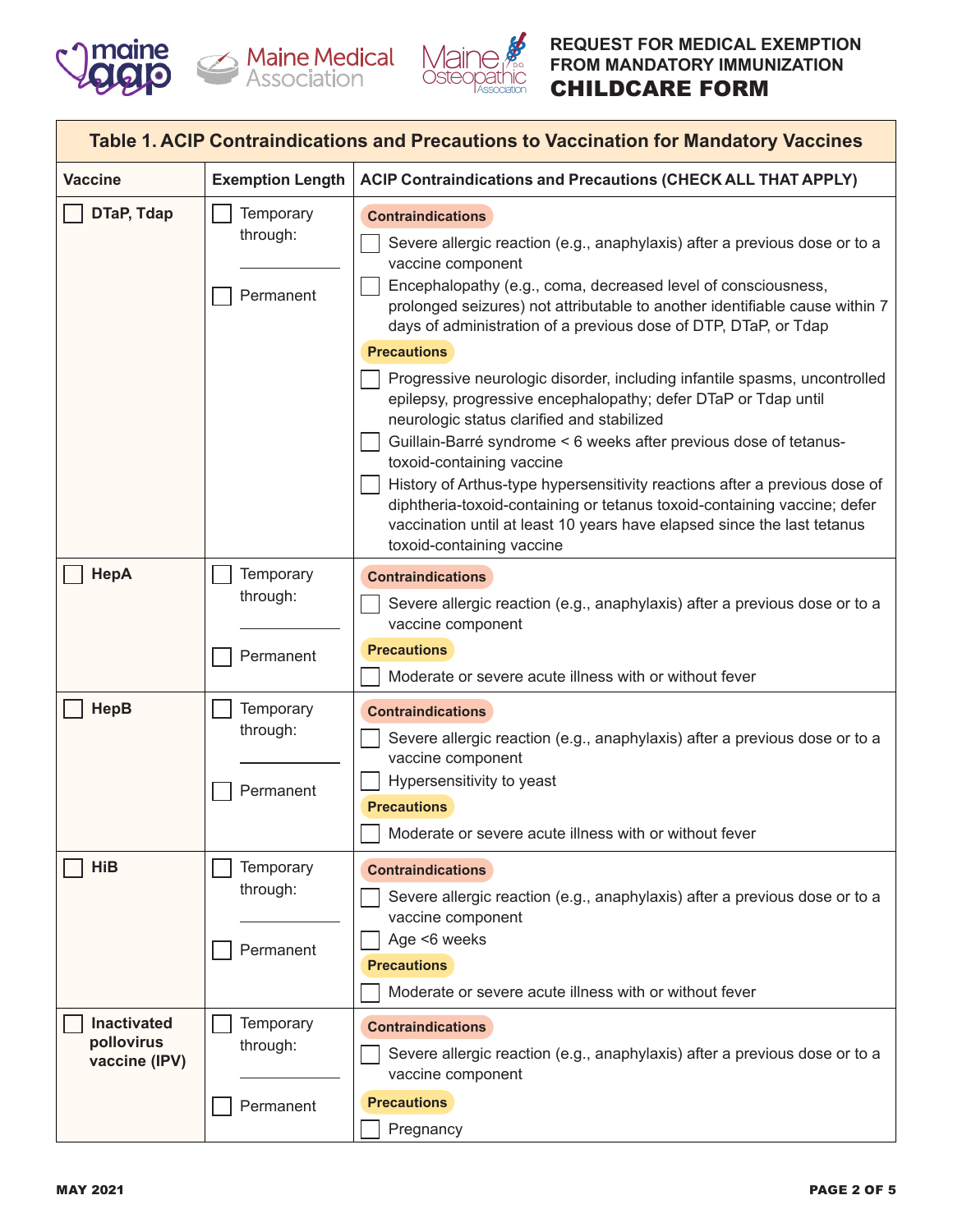# REQUEST FOR MEDICAL EXEMPTION FROM MANDATORY IMMUNIZATION

## CHILDCARE FORM

**Table 1. ACIP Contraindications and Precautions to Vaccination for Mandatory Vaccines**

| Vaccine | Exemption Length | ACIP Contraindications and Precautions (CHECK ALL THAT APPLY) |
|---|---|---|
| ☐ **DTaP, Tdap** | ☐ Temporary through: ______ <br> ☐ Permanent | **Contraindications** <br> ☐ Severe allergic reaction (e.g., anaphylaxis) after a previous dose or to a vaccine component <br> ☐ Encephalopathy (e.g., coma, decreased level of consciousness, prolonged seizures) not attributable to another identifiable cause within 7 days of administration of a previous dose of DTP, DTaP, or Tdap <br> **Precautions** <br> ☐ Progressive neurologic disorder, including infantile spasms, uncontrolled epilepsy, progressive encephalopathy; defer DTaP or Tdap until neurologic status clarified and stabilized <br> ☐ Guillain-Barré syndrome < 6 weeks after previous dose of tetanus-toxoid-containing vaccine <br> ☐ History of Arthus-type hypersensitivity reactions after a previous dose of diphtheria-toxoid-containing or tetanus toxoid-containing vaccine; defer vaccination until at least 10 years have elapsed since the last tetanus toxoid-containing vaccine |
| ☐ **HepA** | ☐ Temporary through: ______ <br> ☐ Permanent | **Contraindications** <br> ☐ Severe allergic reaction (e.g., anaphylaxis) after a previous dose or to a vaccine component <br> **Precautions** <br> ☐ Moderate or severe acute illness with or without fever |
| ☐ **HepB** | ☐ Temporary through: ______ <br> ☐ Permanent | **Contraindications** <br> ☐ Severe allergic reaction (e.g., anaphylaxis) after a previous dose or to a vaccine component <br> ☐ Hypersensitivity to yeast <br> **Precautions** <br> ☐ Moderate or severe acute illness with or without fever |
| ☐ **HiB** | ☐ Temporary through: ______ <br> ☐ Permanent | **Contraindications** <br> ☐ Severe allergic reaction (e.g., anaphylaxis) after a previous dose or to a vaccine component <br> ☐ Age <6 weeks <br> **Precautions** <br> ☐ Moderate or severe acute illness with or without fever |
| ☐ **Inactivated pollovirus vaccine (IPV)** | ☐ Temporary through: ______ <br> ☐ Permanent | **Contraindications** <br> ☐ Severe allergic reaction (e.g., anaphylaxis) after a previous dose or to a vaccine component <br> **Precautions** <br> ☐ Pregnancy |

MAY 2021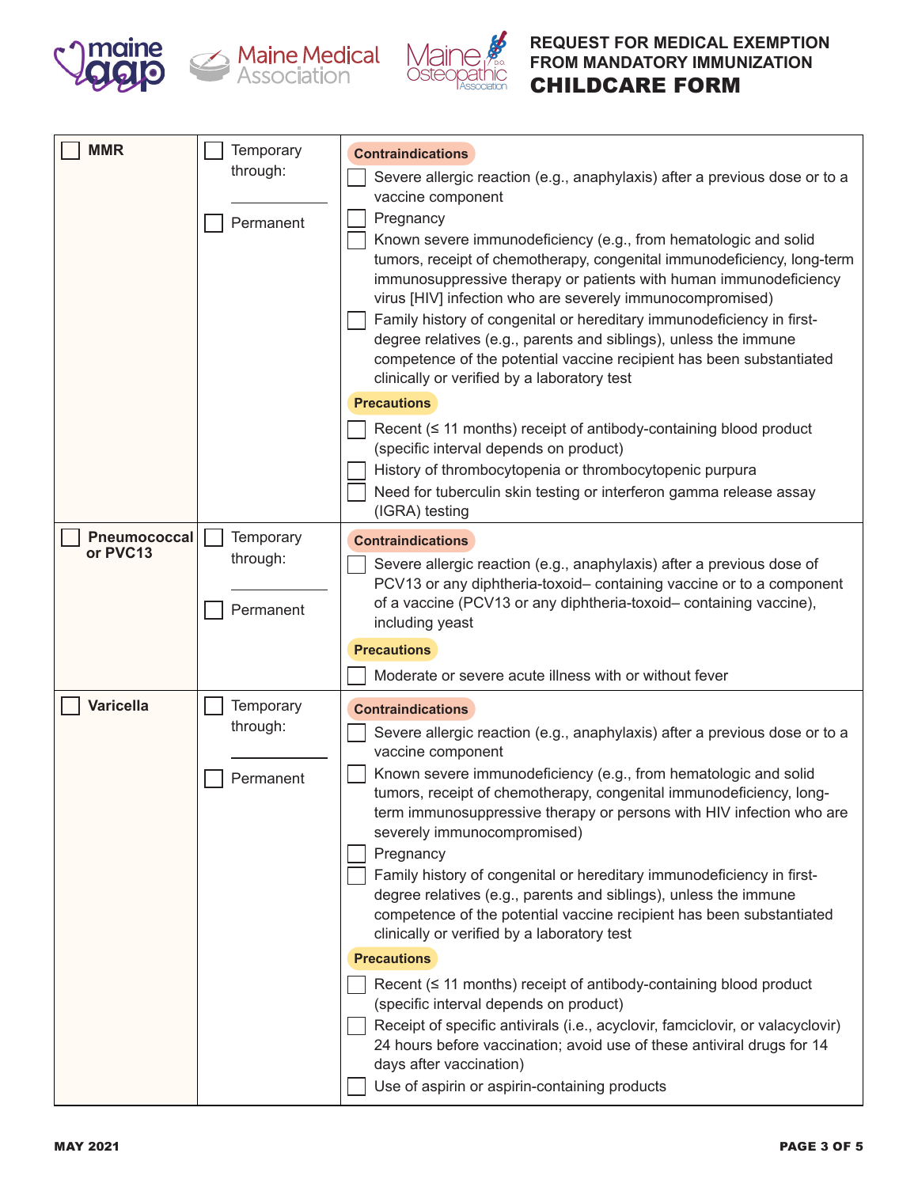# REQUEST FOR MEDICAL EXEMPTION FROM MANDATORY IMMUNIZATION

## CHILDCARE FORM

| Vaccine | Duration | Contraindications / Precautions |
|---|---|---|
| ☐ **MMR** | ☐ Temporary through: ________<br>☐ Permanent | **Contraindications**<br>☐ Severe allergic reaction (e.g., anaphylaxis) after a previous dose or to a vaccine component<br>☐ Pregnancy<br>☐ Known severe immunodeficiency (e.g., from hematologic and solid tumors, receipt of chemotherapy, congenital immunodeficiency, long-term immunosuppressive therapy or patients with human immunodeficiency virus [HIV] infection who are severely immunocompromised)<br>☐ Family history of congenital or hereditary immunodeficiency in first-degree relatives (e.g., parents and siblings), unless the immune competence of the potential vaccine recipient has been substantiated clinically or verified by a laboratory test<br>**Precautions**<br>☐ Recent (≤ 11 months) receipt of antibody-containing blood product (specific interval depends on product)<br>☐ History of thrombocytopenia or thrombocytopenic purpura<br>☐ Need for tuberculin skin testing or interferon gamma release assay (IGRA) testing |
| ☐ **Pneumococcal or PVC13** | ☐ Temporary through: ________<br>☐ Permanent | **Contraindications**<br>☐ Severe allergic reaction (e.g., anaphylaxis) after a previous dose of PCV13 or any diphtheria-toxoid– containing vaccine or to a component of a vaccine (PCV13 or any diphtheria-toxoid– containing vaccine), including yeast<br>**Precautions**<br>☐ Moderate or severe acute illness with or without fever |
| ☐ **Varicella** | ☐ Temporary through: ________<br>☐ Permanent | **Contraindications**<br>☐ Severe allergic reaction (e.g., anaphylaxis) after a previous dose or to a vaccine component<br>☐ Known severe immunodeficiency (e.g., from hematologic and solid tumors, receipt of chemotherapy, congenital immunodeficiency, long-term immunosuppressive therapy or persons with HIV infection who are severely immunocompromised)<br>☐ Pregnancy<br>☐ Family history of congenital or hereditary immunodeficiency in first-degree relatives (e.g., parents and siblings), unless the immune competence of the potential vaccine recipient has been substantiated clinically or verified by a laboratory test<br>**Precautions**<br>☐ Recent (≤ 11 months) receipt of antibody-containing blood product (specific interval depends on product)<br>☐ Receipt of specific antivirals (i.e., acyclovir, famciclovir, or valacyclovir) 24 hours before vaccination; avoid use of these antiviral drugs for 14 days after vaccination)<br>☐ Use of aspirin or aspirin-containing products |

MAY 2021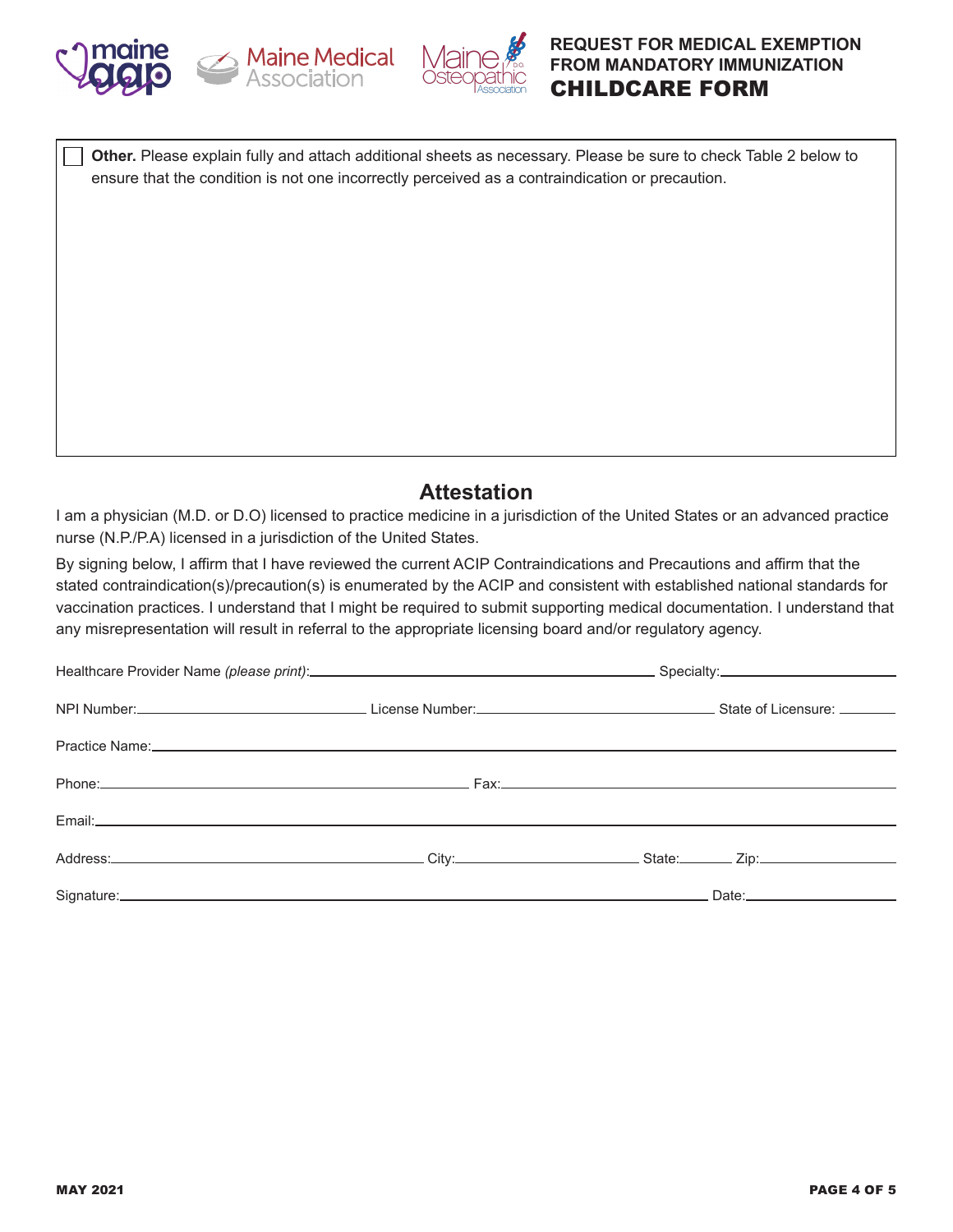# REQUEST FOR MEDICAL EXEMPTION FROM MANDATORY IMMUNIZATION

## CHILDCARE FORM

☐ **Other.** Please explain fully and attach additional sheets as necessary. Please be sure to check Table 2 below to ensure that the condition is not one incorrectly perceived as a contraindication or precaution.

## Attestation

I am a physician (M.D. or D.O) licensed to practice medicine in a jurisdiction of the United States or an advanced practice nurse (N.P./P.A) licensed in a jurisdiction of the United States.

By signing below, I affirm that I have reviewed the current ACIP Contraindications and Precautions and affirm that the stated contraindication(s)/precaution(s) is enumerated by the ACIP and consistent with established national standards for vaccination practices. I understand that I might be required to submit supporting medical documentation. I understand that any misrepresentation will result in referral to the appropriate licensing board and/or regulatory agency.

Healthcare Provider Name *(please print)*:______________________ Specialty:______________

NPI Number:______________ License Number:______________ State of Licensure: ________

Practice Name:______________________________________________

Phone:______________________ Fax:______________________

Email:______________________________________________

Address:______________________ City:______________ State:______ Zip:__________

Signature:______________________________________ Date:______________

MAY 2021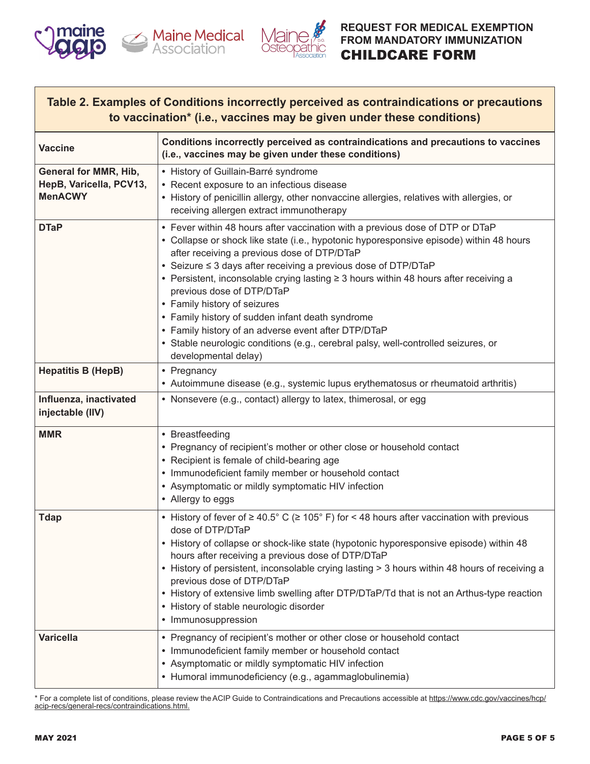REQUEST FOR MEDICAL EXEMPTION FROM MANDATORY IMMUNIZATION

# CHILDCARE FORM

**Table 2. Examples of Conditions incorrectly perceived as contraindications or precautions to vaccination* (i.e., vaccines may be given under these conditions)**

| Vaccine | Conditions incorrectly perceived as contraindications and precautions to vaccines (i.e., vaccines may be given under these conditions) |
|---|---|
| **General for MMR, Hib, HepB, Varicella, PCV13, MenACWY** | • History of Guillain-Barré syndrome<br>• Recent exposure to an infectious disease<br>• History of penicillin allergy, other nonvaccine allergies, relatives with allergies, or receiving allergen extract immunotherapy |
| **DTaP** | • Fever within 48 hours after vaccination with a previous dose of DTP or DTaP<br>• Collapse or shock like state (i.e., hypotonic hyporesponsive episode) within 48 hours after receiving a previous dose of DTP/DTaP<br>• Seizure ≤ 3 days after receiving a previous dose of DTP/DTaP<br>• Persistent, inconsolable crying lasting ≥ 3 hours within 48 hours after receiving a previous dose of DTP/DTaP<br>• Family history of seizures<br>• Family history of sudden infant death syndrome<br>• Family history of an adverse event after DTP/DTaP<br>• Stable neurologic conditions (e.g., cerebral palsy, well-controlled seizures, or developmental delay) |
| **Hepatitis B (HepB)** | • Pregnancy<br>• Autoimmune disease (e.g., systemic lupus erythematosus or rheumatoid arthritis) |
| **Influenza, inactivated injectable (IIV)** | • Nonsevere (e.g., contact) allergy to latex, thimerosal, or egg |
| **MMR** | • Breastfeeding<br>• Pregnancy of recipient's mother or other close or household contact<br>• Recipient is female of child-bearing age<br>• Immunodeficient family member or household contact<br>• Asymptomatic or mildly symptomatic HIV infection<br>• Allergy to eggs |
| **Tdap** | • History of fever of ≥ 40.5° C (≥ 105° F) for < 48 hours after vaccination with previous dose of DTP/DTaP<br>• History of collapse or shock-like state (hypotonic hyporesponsive episode) within 48 hours after receiving a previous dose of DTP/DTaP<br>• History of persistent, inconsolable crying lasting > 3 hours within 48 hours of receiving a previous dose of DTP/DTaP<br>• History of extensive limb swelling after DTP/DTaP/Td that is not an Arthus-type reaction<br>• History of stable neurologic disorder<br>• Immunosuppression |
| **Varicella** | • Pregnancy of recipient's mother or other close or household contact<br>• Immunodeficient family member or household contact<br>• Asymptomatic or mildly symptomatic HIV infection<br>• Humoral immunodeficiency (e.g., agammaglobulinemia) |

* For a complete list of conditions, please review the ACIP Guide to Contraindications and Precautions accessible at https://www.cdc.gov/vaccines/hcp/acip-recs/general-recs/contraindications.html.

MAY 2021